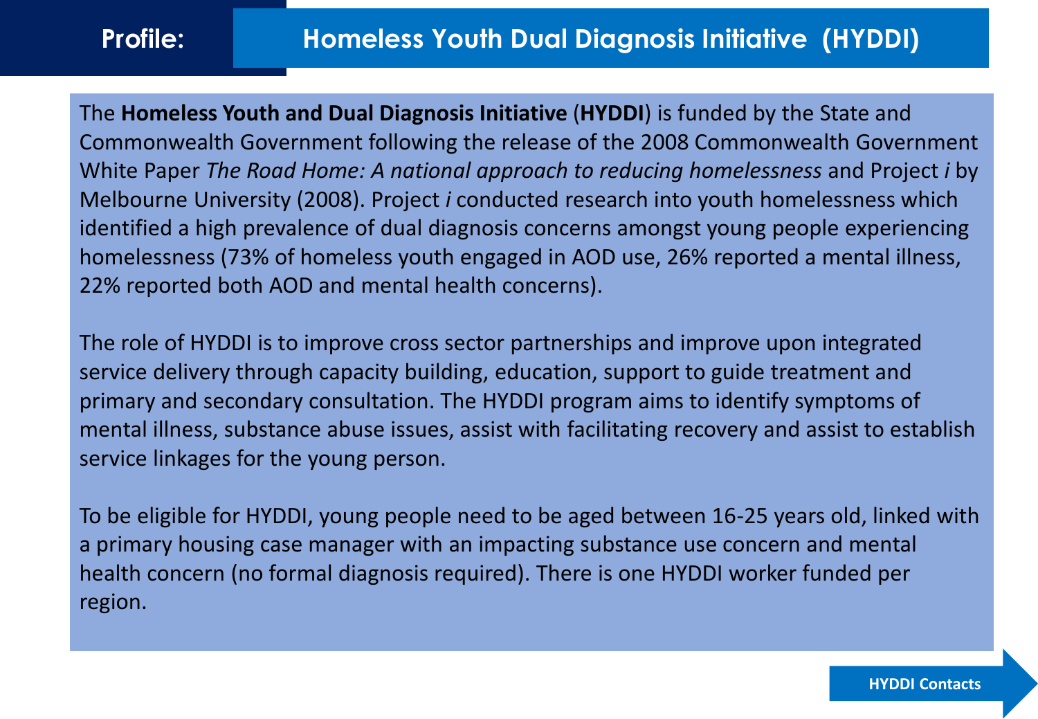# Profile: Homeless Youth Dual Diagnosis Initiative (HYDDI)

The **Homeless Youth and Dual Diagnosis Initiative** (**HYDDI**) is funded by the State and Commonwealth Government following the release of the 2008 Commonwealth Government White Paper *The Road Home: A national approach to reducing homelessness* and Project *i* by Melbourne University (2008). Project *i* conducted research into youth homelessness which identified a high prevalence of dual diagnosis concerns amongst young people experiencing homelessness (73% of homeless youth engaged in AOD use, 26% reported a mental illness, 22% reported both AOD and mental health concerns).

The role of HYDDI is to improve cross sector partnerships and improve upon integrated service delivery through capacity building, education, support to guide treatment and primary and secondary consultation. The HYDDI program aims to identify symptoms of mental illness, substance abuse issues, assist with facilitating recovery and assist to establish service linkages for the young person.

To be eligible for HYDDI, young people need to be aged between 16-25 years old, linked with a primary housing case manager with an impacting substance use concern and mental health concern (no formal diagnosis required). There is one HYDDI worker funded per region.

HYDDI Contacts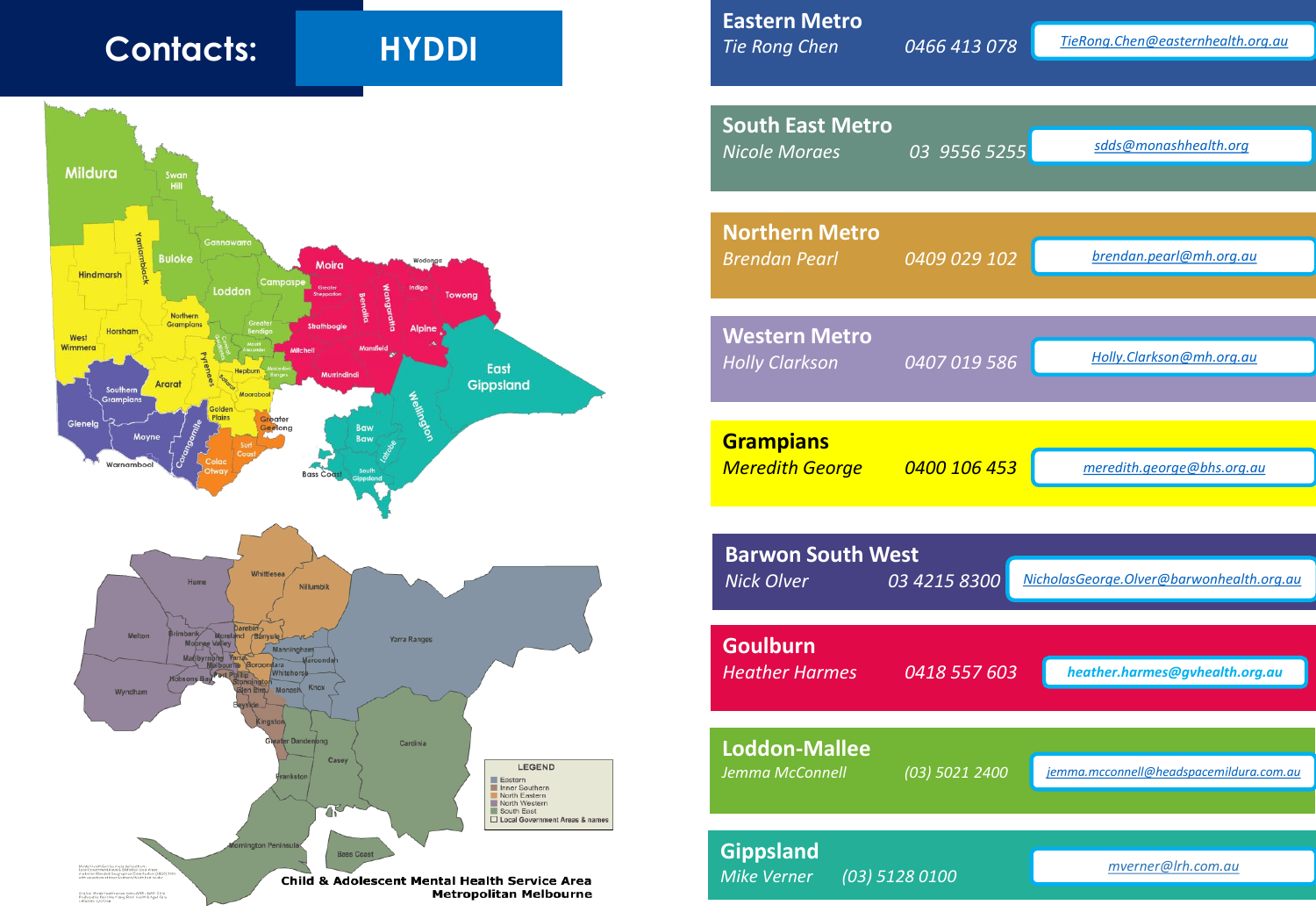# Contacts: HYDDI

## Eastern Metro
*Tie Rong Chen* *0466 413 078* TieRong.Chen@easternhealth.org.au

## South East Metro
*Nicole Moraes* *03 9556 5255* sdds@monashhealth.org

## Northern Metro
*Brendan Pearl* *0409 029 102* brendan.pearl@mh.org.au

## Western Metro
*Holly Clarkson* *0407 019 586* Holly.Clarkson@mh.org.au

## Grampians
*Meredith George* *0400 106 453* meredith.george@bhs.org.au

## Barwon South West
*Nick Olver* *03 4215 8300* NicholasGeorge.Olver@barwonhealth.org.au

## Goulburn
*Heather Harmes* *0418 557 603* heather.harmes@gvhealth.org.au

## Loddon-Mallee
*Jemma McConnell* *(03) 5021 2400* jemma.mcconnell@headspacemildura.com.au

## Gippsland
*Mike Verner* *(03) 5128 0100* mverner@lrh.com.au

Child & Adolescent Mental Health Service Area
Metropolitan Melbourne

LEGEND
Eastern
Inner Southern
North Eastern
North Western
South East
Local Government Areas & names